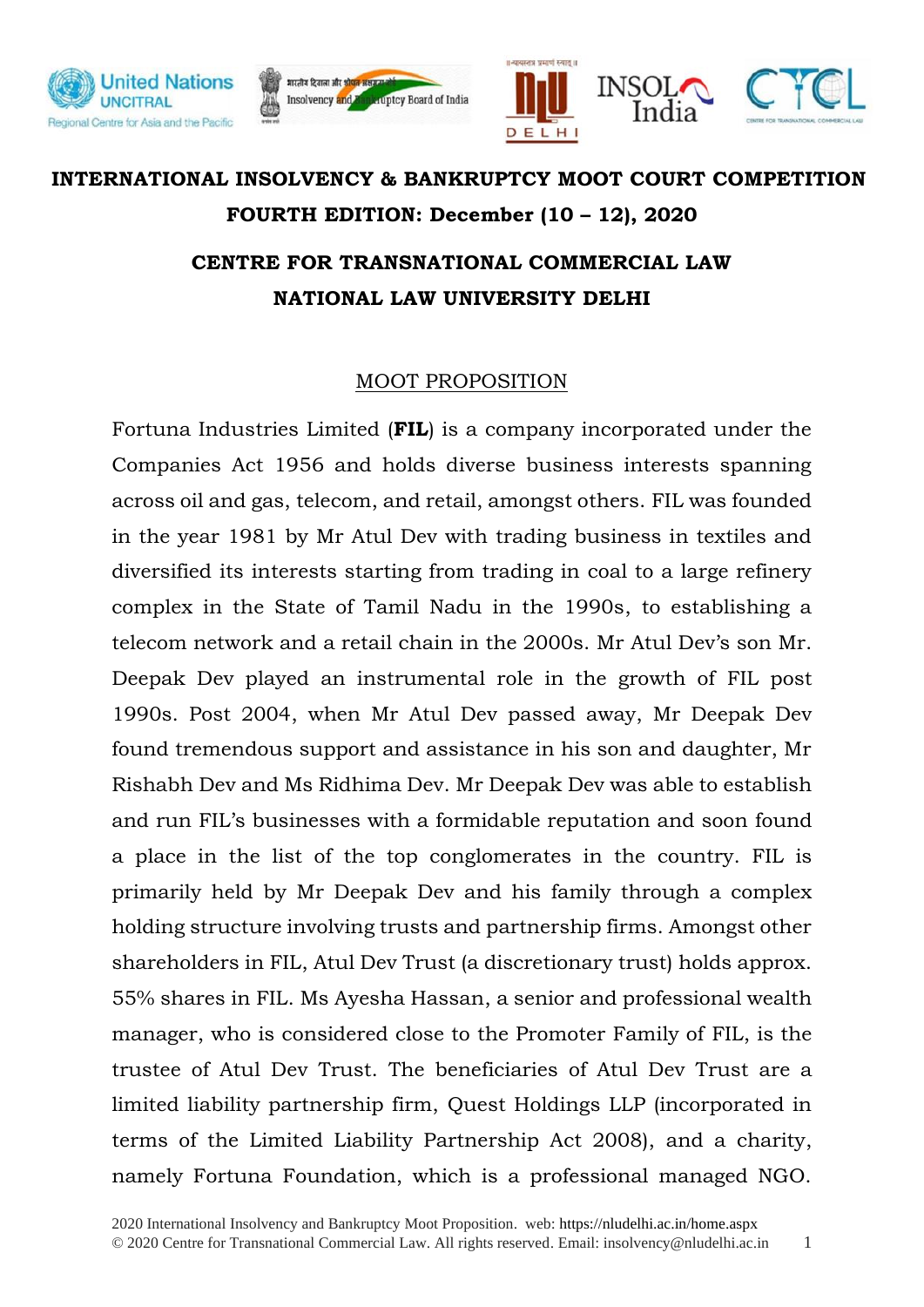**INTERNATIONAL INSOLVENCY & BANKRUPTCY MOOT COURT COMPETITION**

**FOURTH EDITION: December (10 – 12), 2020**

**CENTRE FOR TRANSNATIONAL COMMERCIAL LAW**

**NATIONAL LAW UNIVERSITY DELHI**

## MOOT PROPOSITION

Fortuna Industries Limited (**FIL**) is a company incorporated under the Companies Act 1956 and holds diverse business interests spanning across oil and gas, telecom, and retail, amongst others. FIL was founded in the year 1981 by Mr Atul Dev with trading business in textiles and diversified its interests starting from trading in coal to a large refinery complex in the State of Tamil Nadu in the 1990s, to establishing a telecom network and a retail chain in the 2000s. Mr Atul Dev's son Mr. Deepak Dev played an instrumental role in the growth of FIL post 1990s. Post 2004, when Mr Atul Dev passed away, Mr Deepak Dev found tremendous support and assistance in his son and daughter, Mr Rishabh Dev and Ms Ridhima Dev. Mr Deepak Dev was able to establish and run FIL's businesses with a formidable reputation and soon found a place in the list of the top conglomerates in the country. FIL is primarily held by Mr Deepak Dev and his family through a complex holding structure involving trusts and partnership firms. Amongst other shareholders in FIL, Atul Dev Trust (a discretionary trust) holds approx. 55% shares in FIL. Ms Ayesha Hassan, a senior and professional wealth manager, who is considered close to the Promoter Family of FIL, is the trustee of Atul Dev Trust. The beneficiaries of Atul Dev Trust are a limited liability partnership firm, Quest Holdings LLP (incorporated in terms of the Limited Liability Partnership Act 2008), and a charity, namely Fortuna Foundation, which is a professional managed NGO.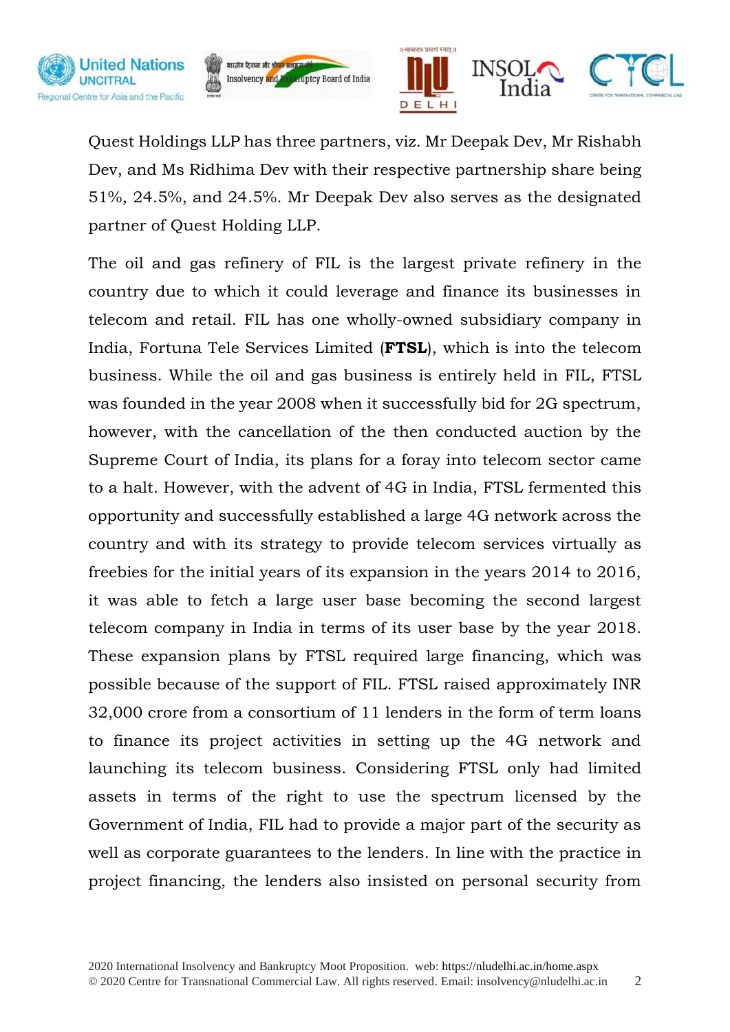Quest Holdings LLP has three partners, viz. Mr Deepak Dev, Mr Rishabh Dev, and Ms Ridhima Dev with their respective partnership share being 51%, 24.5%, and 24.5%. Mr Deepak Dev also serves as the designated partner of Quest Holding LLP.

The oil and gas refinery of FIL is the largest private refinery in the country due to which it could leverage and finance its businesses in telecom and retail. FIL has one wholly-owned subsidiary company in India, Fortuna Tele Services Limited (**FTSL**), which is into the telecom business. While the oil and gas business is entirely held in FIL, FTSL was founded in the year 2008 when it successfully bid for 2G spectrum, however, with the cancellation of the then conducted auction by the Supreme Court of India, its plans for a foray into telecom sector came to a halt. However, with the advent of 4G in India, FTSL fermented this opportunity and successfully established a large 4G network across the country and with its strategy to provide telecom services virtually as freebies for the initial years of its expansion in the years 2014 to 2016, it was able to fetch a large user base becoming the second largest telecom company in India in terms of its user base by the year 2018. These expansion plans by FTSL required large financing, which was possible because of the support of FIL. FTSL raised approximately INR 32,000 crore from a consortium of 11 lenders in the form of term loans to finance its project activities in setting up the 4G network and launching its telecom business. Considering FTSL only had limited assets in terms of the right to use the spectrum licensed by the Government of India, FIL had to provide a major part of the security as well as corporate guarantees to the lenders. In line with the practice in project financing, the lenders also insisted on personal security from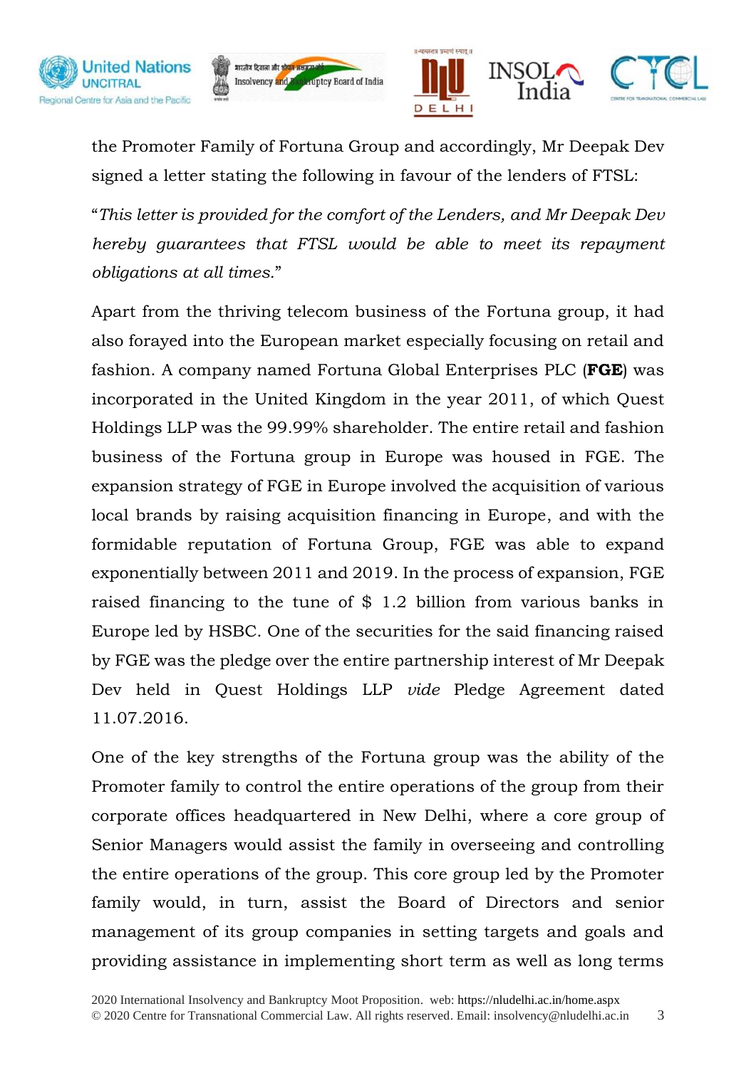the Promoter Family of Fortuna Group and accordingly, Mr Deepak Dev signed a letter stating the following in favour of the lenders of FTSL:

"*This letter is provided for the comfort of the Lenders, and Mr Deepak Dev hereby guarantees that FTSL would be able to meet its repayment obligations at all times.*"

Apart from the thriving telecom business of the Fortuna group, it had also forayed into the European market especially focusing on retail and fashion. A company named Fortuna Global Enterprises PLC (**FGE**) was incorporated in the United Kingdom in the year 2011, of which Quest Holdings LLP was the 99.99% shareholder. The entire retail and fashion business of the Fortuna group in Europe was housed in FGE. The expansion strategy of FGE in Europe involved the acquisition of various local brands by raising acquisition financing in Europe, and with the formidable reputation of Fortuna Group, FGE was able to expand exponentially between 2011 and 2019. In the process of expansion, FGE raised financing to the tune of $ 1.2 billion from various banks in Europe led by HSBC. One of the securities for the said financing raised by FGE was the pledge over the entire partnership interest of Mr Deepak Dev held in Quest Holdings LLP *vide* Pledge Agreement dated 11.07.2016.

One of the key strengths of the Fortuna group was the ability of the Promoter family to control the entire operations of the group from their corporate offices headquartered in New Delhi, where a core group of Senior Managers would assist the family in overseeing and controlling the entire operations of the group. This core group led by the Promoter family would, in turn, assist the Board of Directors and senior management of its group companies in setting targets and goals and providing assistance in implementing short term as well as long terms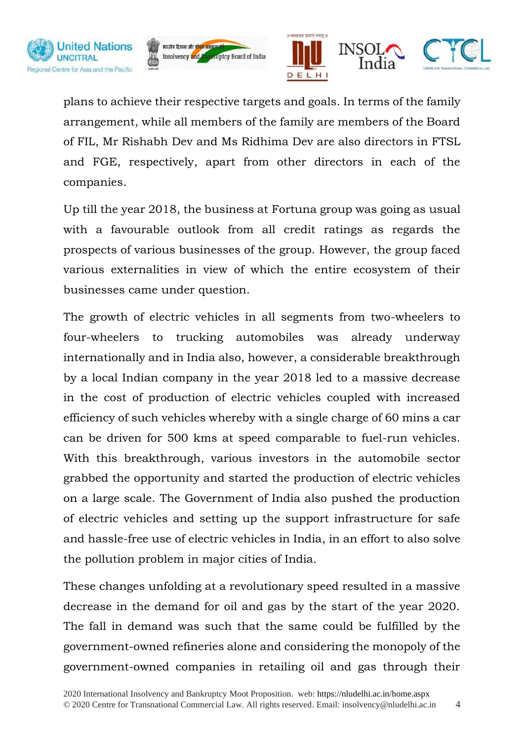plans to achieve their respective targets and goals. In terms of the family arrangement, while all members of the family are members of the Board of FIL, Mr Rishabh Dev and Ms Ridhima Dev are also directors in FTSL and FGE, respectively, apart from other directors in each of the companies.

Up till the year 2018, the business at Fortuna group was going as usual with a favourable outlook from all credit ratings as regards the prospects of various businesses of the group. However, the group faced various externalities in view of which the entire ecosystem of their businesses came under question.

The growth of electric vehicles in all segments from two-wheelers to four-wheelers to trucking automobiles was already underway internationally and in India also, however, a considerable breakthrough by a local Indian company in the year 2018 led to a massive decrease in the cost of production of electric vehicles coupled with increased efficiency of such vehicles whereby with a single charge of 60 mins a car can be driven for 500 kms at speed comparable to fuel-run vehicles. With this breakthrough, various investors in the automobile sector grabbed the opportunity and started the production of electric vehicles on a large scale. The Government of India also pushed the production of electric vehicles and setting up the support infrastructure for safe and hassle-free use of electric vehicles in India, in an effort to also solve the pollution problem in major cities of India.

These changes unfolding at a revolutionary speed resulted in a massive decrease in the demand for oil and gas by the start of the year 2020. The fall in demand was such that the same could be fulfilled by the government-owned refineries alone and considering the monopoly of the government-owned companies in retailing oil and gas through their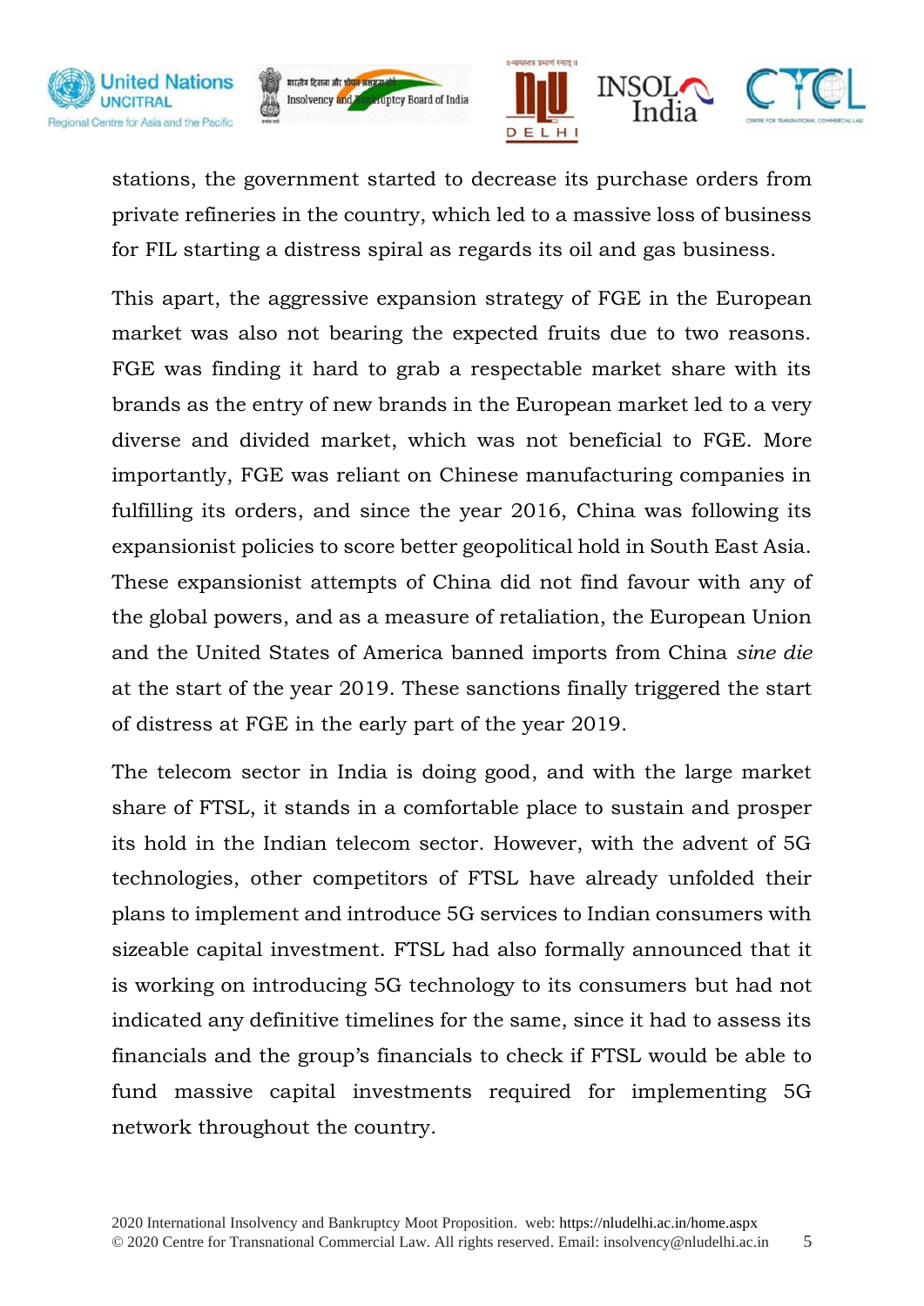stations, the government started to decrease its purchase orders from private refineries in the country, which led to a massive loss of business for FIL starting a distress spiral as regards its oil and gas business.

This apart, the aggressive expansion strategy of FGE in the European market was also not bearing the expected fruits due to two reasons. FGE was finding it hard to grab a respectable market share with its brands as the entry of new brands in the European market led to a very diverse and divided market, which was not beneficial to FGE. More importantly, FGE was reliant on Chinese manufacturing companies in fulfilling its orders, and since the year 2016, China was following its expansionist policies to score better geopolitical hold in South East Asia. These expansionist attempts of China did not find favour with any of the global powers, and as a measure of retaliation, the European Union and the United States of America banned imports from China *sine die* at the start of the year 2019. These sanctions finally triggered the start of distress at FGE in the early part of the year 2019.

The telecom sector in India is doing good, and with the large market share of FTSL, it stands in a comfortable place to sustain and prosper its hold in the Indian telecom sector. However, with the advent of 5G technologies, other competitors of FTSL have already unfolded their plans to implement and introduce 5G services to Indian consumers with sizeable capital investment. FTSL had also formally announced that it is working on introducing 5G technology to its consumers but had not indicated any definitive timelines for the same, since it had to assess its financials and the group's financials to check if FTSL would be able to fund massive capital investments required for implementing 5G network throughout the country.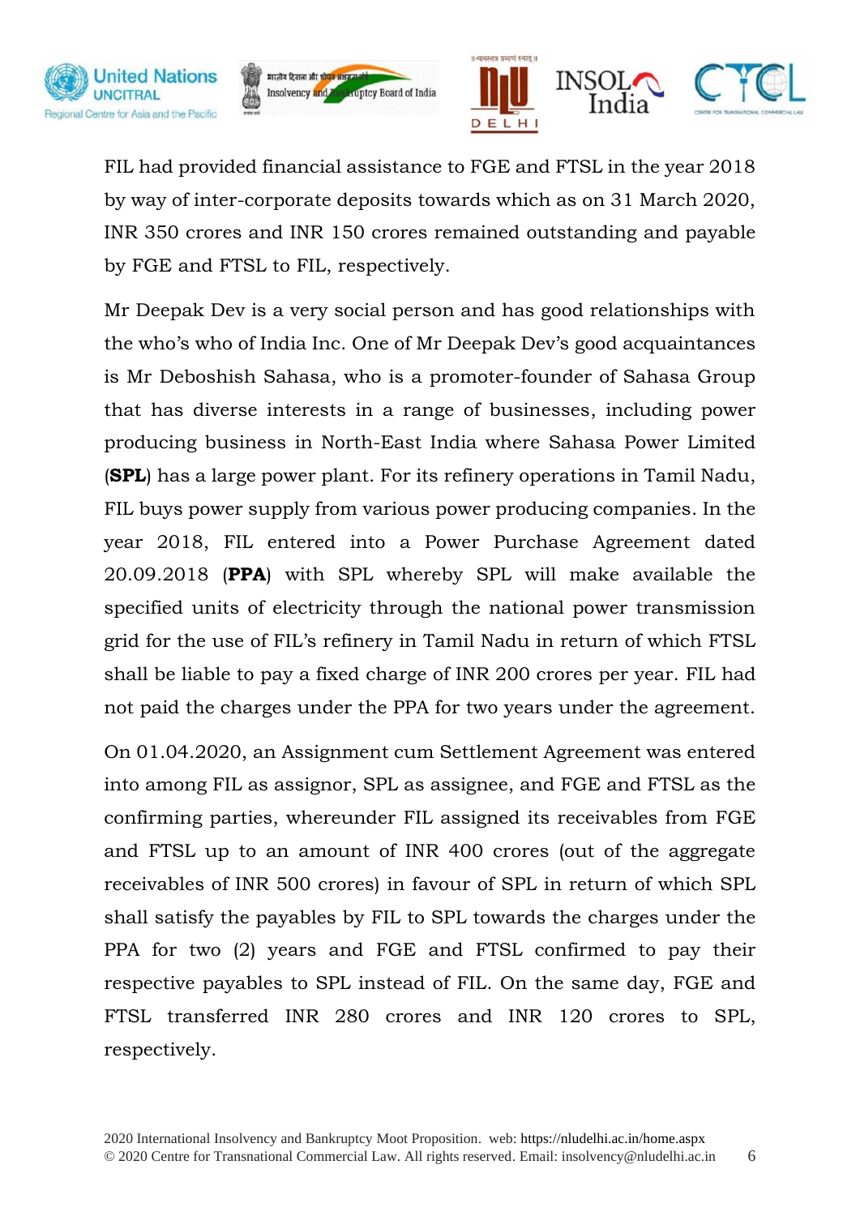FIL had provided financial assistance to FGE and FTSL in the year 2018 by way of inter-corporate deposits towards which as on 31 March 2020, INR 350 crores and INR 150 crores remained outstanding and payable by FGE and FTSL to FIL, respectively.

Mr Deepak Dev is a very social person and has good relationships with the who's who of India Inc. One of Mr Deepak Dev's good acquaintances is Mr Deboshish Sahasa, who is a promoter-founder of Sahasa Group that has diverse interests in a range of businesses, including power producing business in North-East India where Sahasa Power Limited (**SPL**) has a large power plant. For its refinery operations in Tamil Nadu, FIL buys power supply from various power producing companies. In the year 2018, FIL entered into a Power Purchase Agreement dated 20.09.2018 (**PPA**) with SPL whereby SPL will make available the specified units of electricity through the national power transmission grid for the use of FIL's refinery in Tamil Nadu in return of which FTSL shall be liable to pay a fixed charge of INR 200 crores per year. FIL had not paid the charges under the PPA for two years under the agreement.

On 01.04.2020, an Assignment cum Settlement Agreement was entered into among FIL as assignor, SPL as assignee, and FGE and FTSL as the confirming parties, whereunder FIL assigned its receivables from FGE and FTSL up to an amount of INR 400 crores (out of the aggregate receivables of INR 500 crores) in favour of SPL in return of which SPL shall satisfy the payables by FIL to SPL towards the charges under the PPA for two (2) years and FGE and FTSL confirmed to pay their respective payables to SPL instead of FIL. On the same day, FGE and FTSL transferred INR 280 crores and INR 120 crores to SPL, respectively.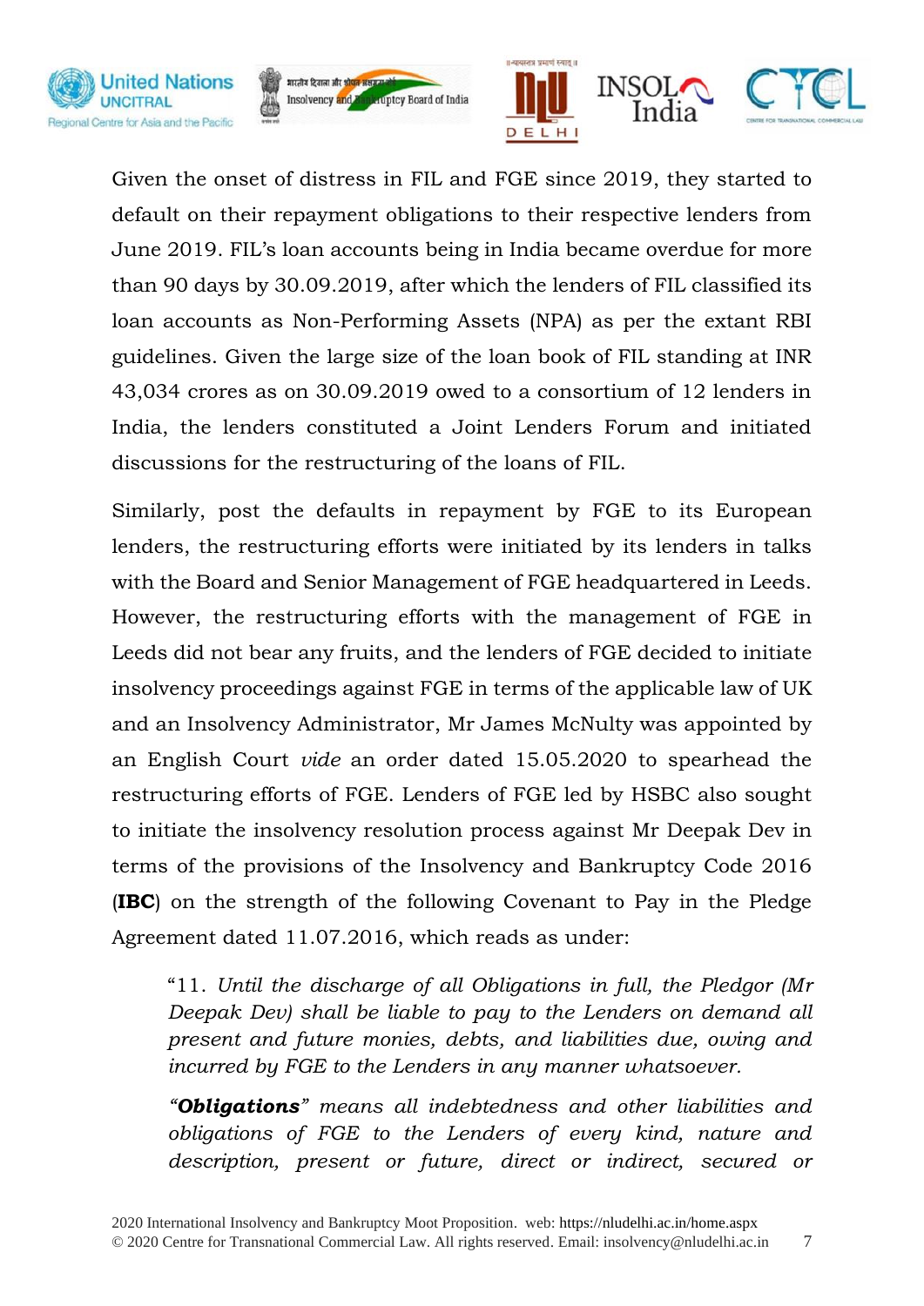Given the onset of distress in FIL and FGE since 2019, they started to default on their repayment obligations to their respective lenders from June 2019. FIL's loan accounts being in India became overdue for more than 90 days by 30.09.2019, after which the lenders of FIL classified its loan accounts as Non-Performing Assets (NPA) as per the extant RBI guidelines. Given the large size of the loan book of FIL standing at INR 43,034 crores as on 30.09.2019 owed to a consortium of 12 lenders in India, the lenders constituted a Joint Lenders Forum and initiated discussions for the restructuring of the loans of FIL.

Similarly, post the defaults in repayment by FGE to its European lenders, the restructuring efforts were initiated by its lenders in talks with the Board and Senior Management of FGE headquartered in Leeds. However, the restructuring efforts with the management of FGE in Leeds did not bear any fruits, and the lenders of FGE decided to initiate insolvency proceedings against FGE in terms of the applicable law of UK and an Insolvency Administrator, Mr James McNulty was appointed by an English Court *vide* an order dated 15.05.2020 to spearhead the restructuring efforts of FGE. Lenders of FGE led by HSBC also sought to initiate the insolvency resolution process against Mr Deepak Dev in terms of the provisions of the Insolvency and Bankruptcy Code 2016 (**IBC**) on the strength of the following Covenant to Pay in the Pledge Agreement dated 11.07.2016, which reads as under:

> "11. *Until the discharge of all Obligations in full, the Pledgor (Mr Deepak Dev) shall be liable to pay to the Lenders on demand all present and future monies, debts, and liabilities due, owing and incurred by FGE to the Lenders in any manner whatsoever.*
>
> *"**Obligations**" means all indebtedness and other liabilities and obligations of FGE to the Lenders of every kind, nature and description, present or future, direct or indirect, secured or*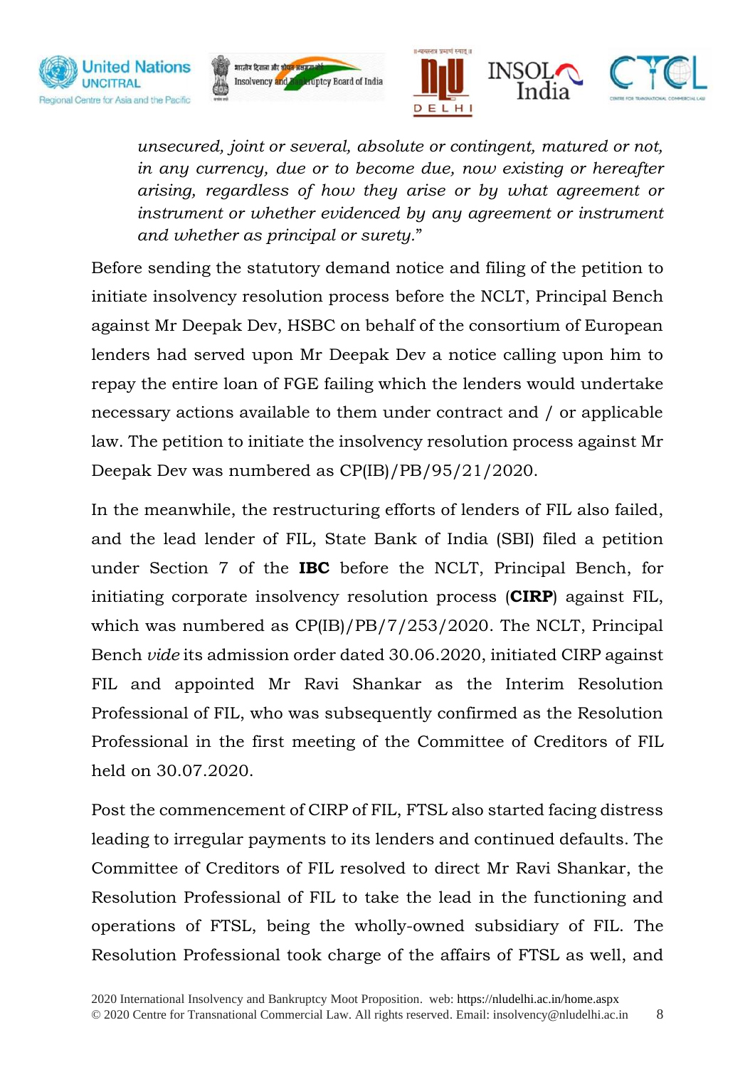> *unsecured, joint or several, absolute or contingent, matured or not, in any currency, due or to become due, now existing or hereafter arising, regardless of how they arise or by what agreement or instrument or whether evidenced by any agreement or instrument and whether as principal or surety.*"

Before sending the statutory demand notice and filing of the petition to initiate insolvency resolution process before the NCLT, Principal Bench against Mr Deepak Dev, HSBC on behalf of the consortium of European lenders had served upon Mr Deepak Dev a notice calling upon him to repay the entire loan of FGE failing which the lenders would undertake necessary actions available to them under contract and / or applicable law. The petition to initiate the insolvency resolution process against Mr Deepak Dev was numbered as CP(IB)/PB/95/21/2020.

In the meanwhile, the restructuring efforts of lenders of FIL also failed, and the lead lender of FIL, State Bank of India (SBI) filed a petition under Section 7 of the **IBC** before the NCLT, Principal Bench, for initiating corporate insolvency resolution process (**CIRP**) against FIL, which was numbered as CP(IB)/PB/7/253/2020. The NCLT, Principal Bench *vide* its admission order dated 30.06.2020, initiated CIRP against FIL and appointed Mr Ravi Shankar as the Interim Resolution Professional of FIL, who was subsequently confirmed as the Resolution Professional in the first meeting of the Committee of Creditors of FIL held on 30.07.2020.

Post the commencement of CIRP of FIL, FTSL also started facing distress leading to irregular payments to its lenders and continued defaults. The Committee of Creditors of FIL resolved to direct Mr Ravi Shankar, the Resolution Professional of FIL to take the lead in the functioning and operations of FTSL, being the wholly-owned subsidiary of FIL. The Resolution Professional took charge of the affairs of FTSL as well, and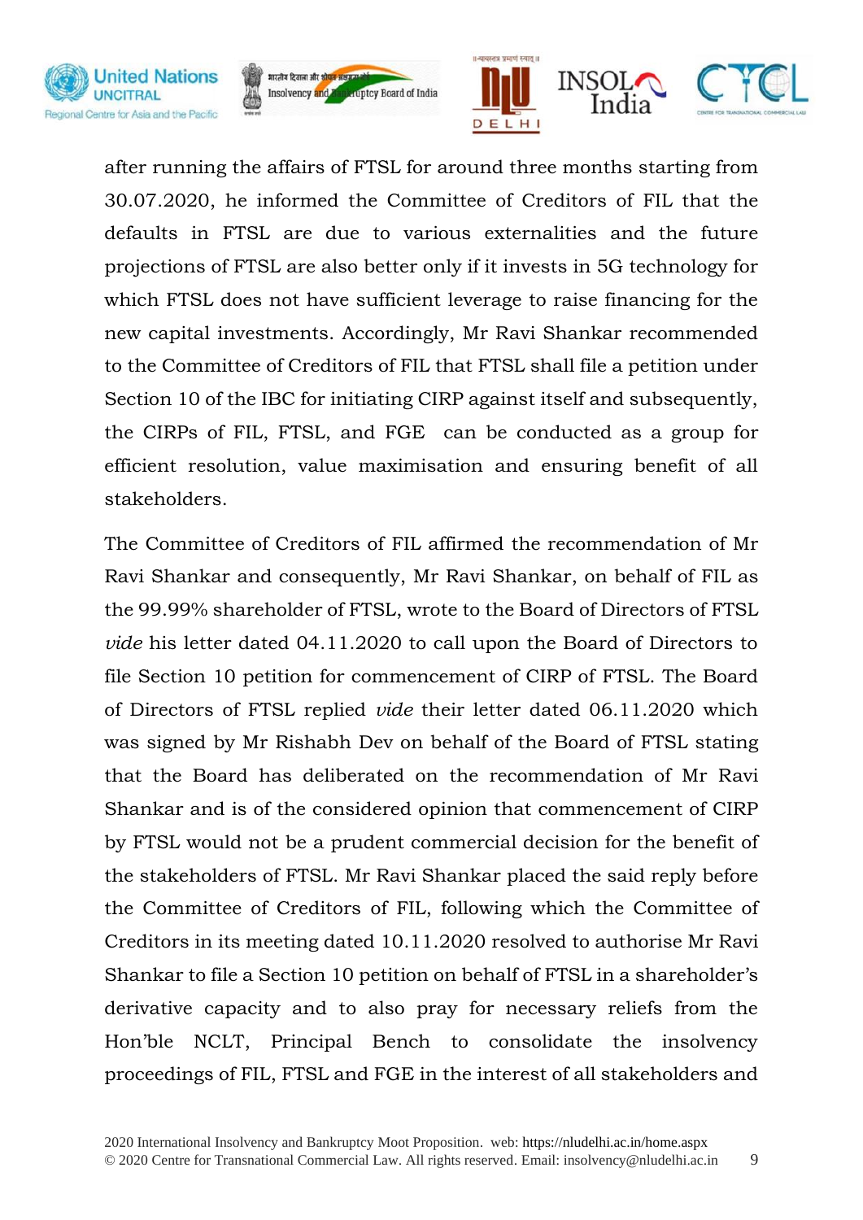after running the affairs of FTSL for around three months starting from 30.07.2020, he informed the Committee of Creditors of FIL that the defaults in FTSL are due to various externalities and the future projections of FTSL are also better only if it invests in 5G technology for which FTSL does not have sufficient leverage to raise financing for the new capital investments. Accordingly, Mr Ravi Shankar recommended to the Committee of Creditors of FIL that FTSL shall file a petition under Section 10 of the IBC for initiating CIRP against itself and subsequently, the CIRPs of FIL, FTSL, and FGE can be conducted as a group for efficient resolution, value maximisation and ensuring benefit of all stakeholders.

The Committee of Creditors of FIL affirmed the recommendation of Mr Ravi Shankar and consequently, Mr Ravi Shankar, on behalf of FIL as the 99.99% shareholder of FTSL, wrote to the Board of Directors of FTSL *vide* his letter dated 04.11.2020 to call upon the Board of Directors to file Section 10 petition for commencement of CIRP of FTSL. The Board of Directors of FTSL replied *vide* their letter dated 06.11.2020 which was signed by Mr Rishabh Dev on behalf of the Board of FTSL stating that the Board has deliberated on the recommendation of Mr Ravi Shankar and is of the considered opinion that commencement of CIRP by FTSL would not be a prudent commercial decision for the benefit of the stakeholders of FTSL. Mr Ravi Shankar placed the said reply before the Committee of Creditors of FIL, following which the Committee of Creditors in its meeting dated 10.11.2020 resolved to authorise Mr Ravi Shankar to file a Section 10 petition on behalf of FTSL in a shareholder's derivative capacity and to also pray for necessary reliefs from the Hon'ble NCLT, Principal Bench to consolidate the insolvency proceedings of FIL, FTSL and FGE in the interest of all stakeholders and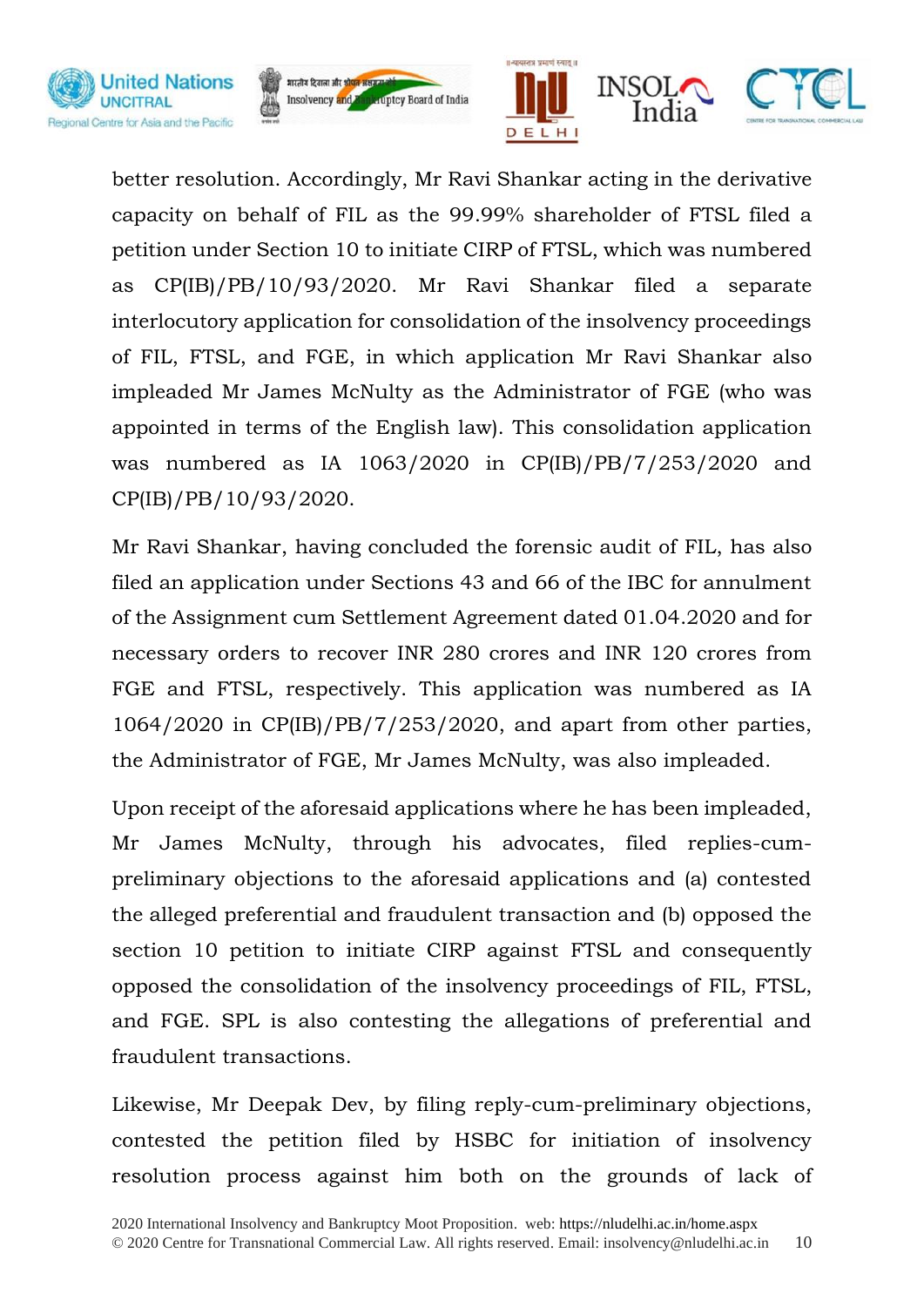better resolution. Accordingly, Mr Ravi Shankar acting in the derivative capacity on behalf of FIL as the 99.99% shareholder of FTSL filed a petition under Section 10 to initiate CIRP of FTSL, which was numbered as CP(IB)/PB/10/93/2020. Mr Ravi Shankar filed a separate interlocutory application for consolidation of the insolvency proceedings of FIL, FTSL, and FGE, in which application Mr Ravi Shankar also impleaded Mr James McNulty as the Administrator of FGE (who was appointed in terms of the English law). This consolidation application was numbered as IA 1063/2020 in CP(IB)/PB/7/253/2020 and CP(IB)/PB/10/93/2020.

Mr Ravi Shankar, having concluded the forensic audit of FIL, has also filed an application under Sections 43 and 66 of the IBC for annulment of the Assignment cum Settlement Agreement dated 01.04.2020 and for necessary orders to recover INR 280 crores and INR 120 crores from FGE and FTSL, respectively. This application was numbered as IA 1064/2020 in CP(IB)/PB/7/253/2020, and apart from other parties, the Administrator of FGE, Mr James McNulty, was also impleaded.

Upon receipt of the aforesaid applications where he has been impleaded, Mr James McNulty, through his advocates, filed replies-cum-preliminary objections to the aforesaid applications and (a) contested the alleged preferential and fraudulent transaction and (b) opposed the section 10 petition to initiate CIRP against FTSL and consequently opposed the consolidation of the insolvency proceedings of FIL, FTSL, and FGE. SPL is also contesting the allegations of preferential and fraudulent transactions.

Likewise, Mr Deepak Dev, by filing reply-cum-preliminary objections, contested the petition filed by HSBC for initiation of insolvency resolution process against him both on the grounds of lack of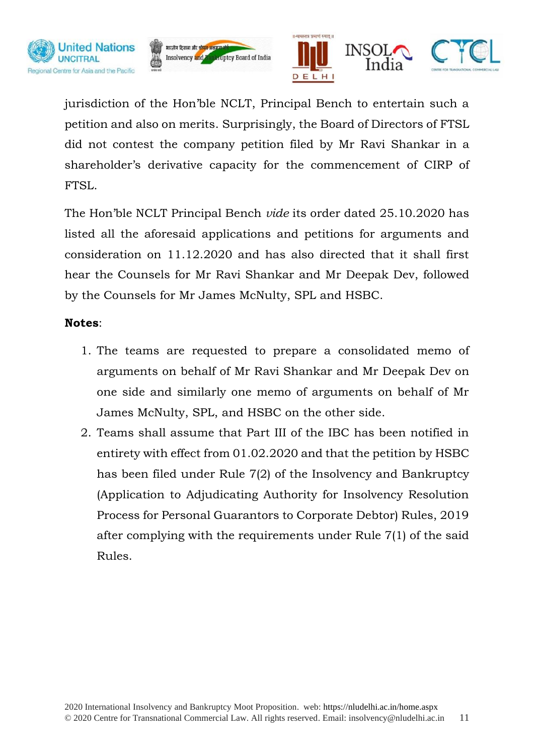jurisdiction of the Hon'ble NCLT, Principal Bench to entertain such a petition and also on merits. Surprisingly, the Board of Directors of FTSL did not contest the company petition filed by Mr Ravi Shankar in a shareholder's derivative capacity for the commencement of CIRP of FTSL.

The Hon'ble NCLT Principal Bench *vide* its order dated 25.10.2020 has listed all the aforesaid applications and petitions for arguments and consideration on 11.12.2020 and has also directed that it shall first hear the Counsels for Mr Ravi Shankar and Mr Deepak Dev, followed by the Counsels for Mr James McNulty, SPL and HSBC.

**Notes**:

1. The teams are requested to prepare a consolidated memo of arguments on behalf of Mr Ravi Shankar and Mr Deepak Dev on one side and similarly one memo of arguments on behalf of Mr James McNulty, SPL, and HSBC on the other side.
2. Teams shall assume that Part III of the IBC has been notified in entirety with effect from 01.02.2020 and that the petition by HSBC has been filed under Rule 7(2) of the Insolvency and Bankruptcy (Application to Adjudicating Authority for Insolvency Resolution Process for Personal Guarantors to Corporate Debtor) Rules, 2019 after complying with the requirements under Rule 7(1) of the said Rules.